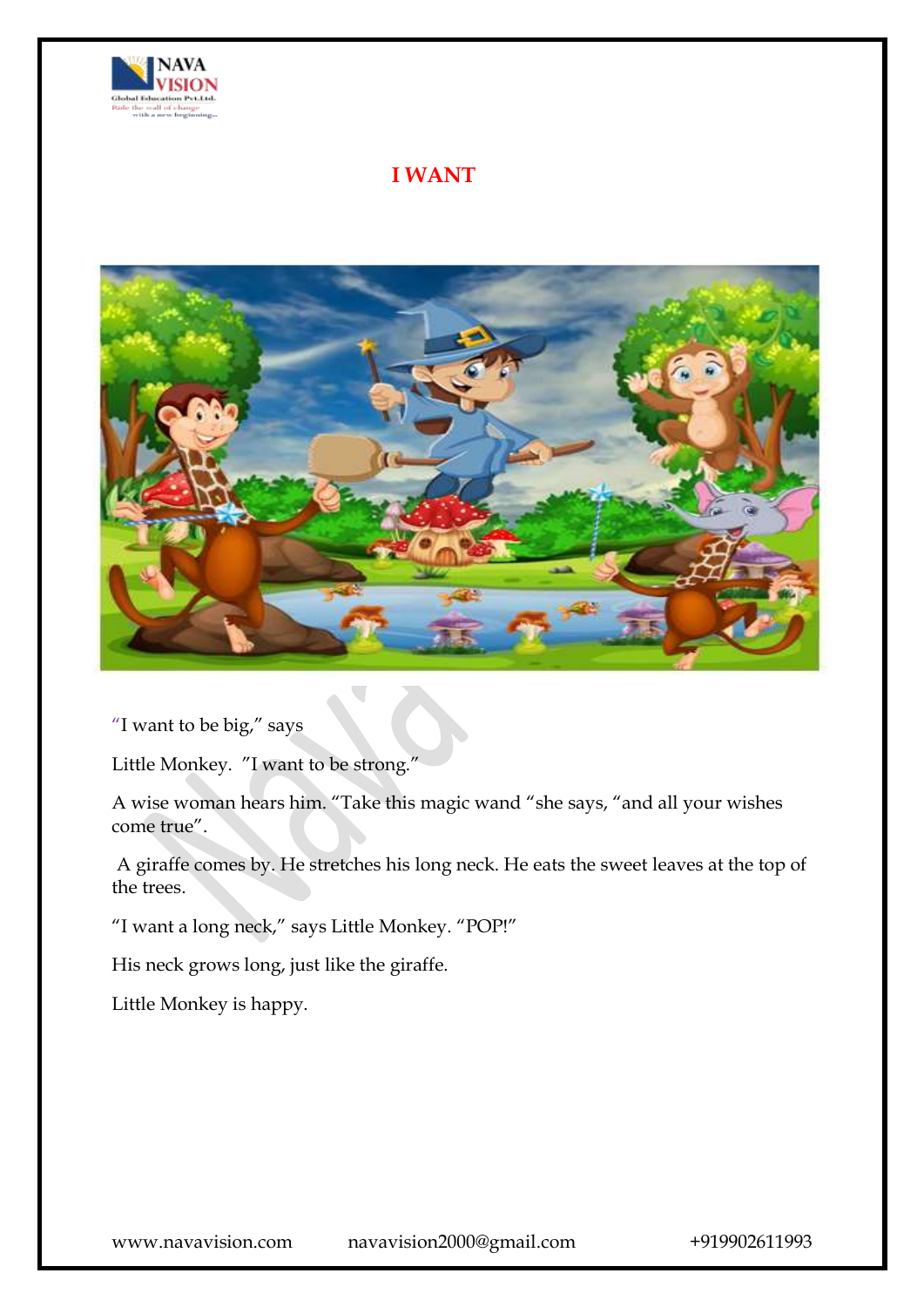# I WANT

"I want to be big," says

Little Monkey. "I want to be strong."

A wise woman hears him. "Take this magic wand "she says, "and all your wishes come true".

A giraffe comes by. He stretches his long neck. He eats the sweet leaves at the top of the trees.

"I want a long neck," says Little Monkey. "POP!"

His neck grows long, just like the giraffe.

Little Monkey is happy.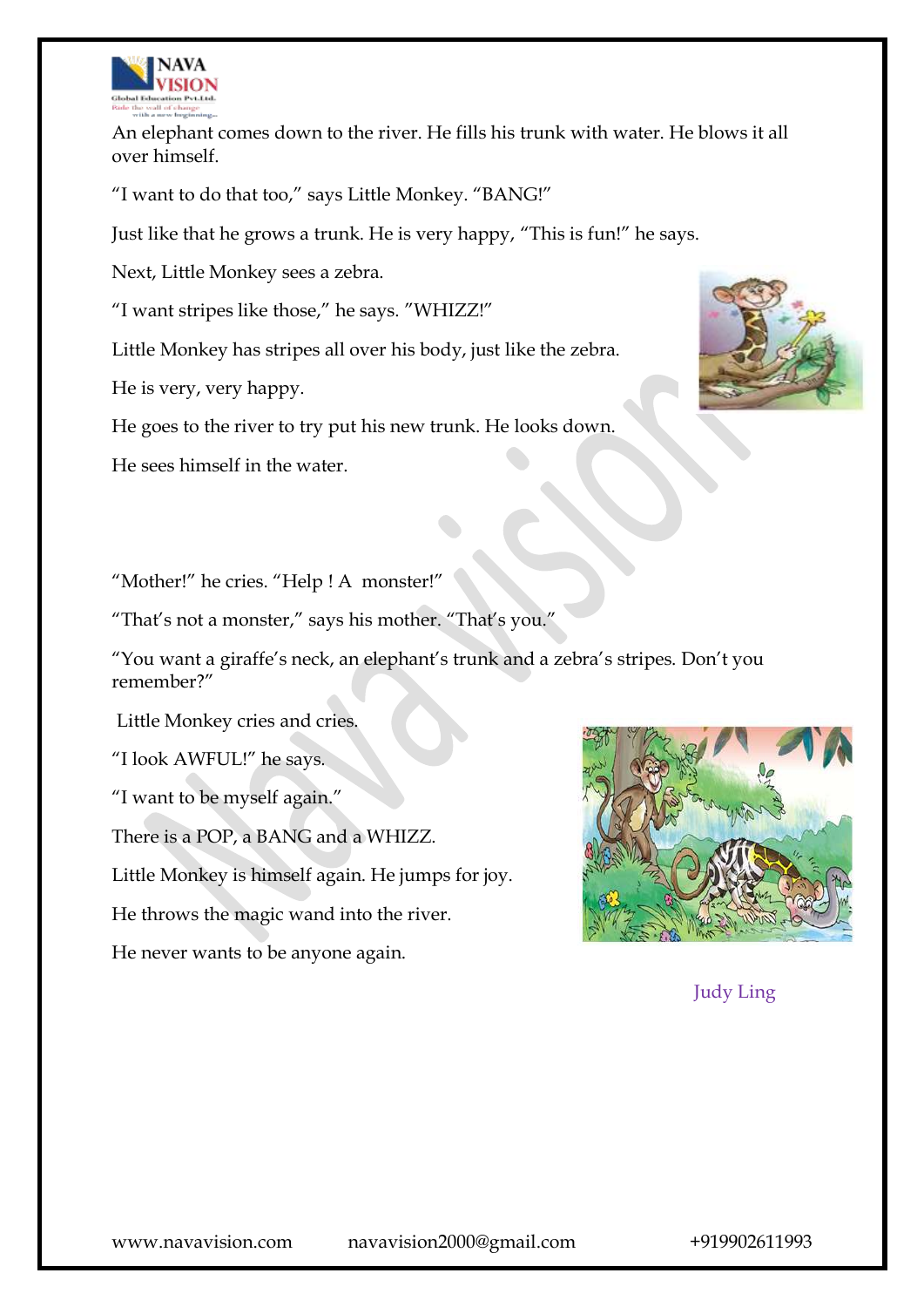An elephant comes down to the river. He fills his trunk with water. He blows it all over himself.

"I want to do that too," says Little Monkey. "BANG!"

Just like that he grows a trunk. He is very happy, "This is fun!" he says.

Next, Little Monkey sees a zebra.

"I want stripes like those," he says. "WHIZZ!"

Little Monkey has stripes all over his body, just like the zebra.

He is very, very happy.

He goes to the river to try put his new trunk. He looks down.

He sees himself in the water.

"Mother!" he cries. "Help ! A monster!"

"That's not a monster," says his mother. "That's you."

"You want a giraffe's neck, an elephant's trunk and a zebra's stripes. Don't you remember?"

Little Monkey cries and cries.

"I look AWFUL!" he says.

"I want to be myself again."

There is a POP, a BANG and a WHIZZ.

Little Monkey is himself again. He jumps for joy.

He throws the magic wand into the river.

He never wants to be anyone again.

Judy Ling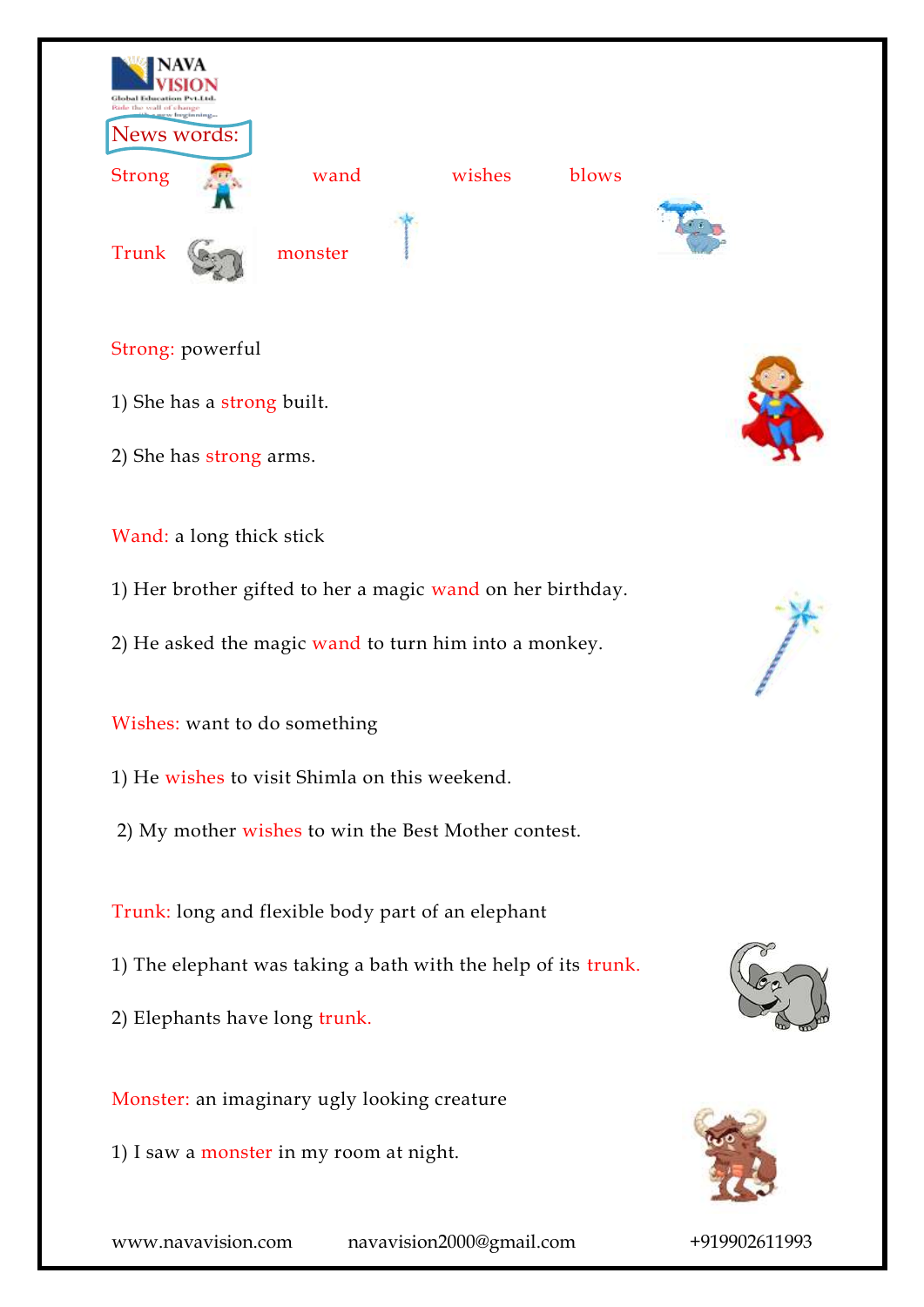## News words:

Strong wand wishes blows

Trunk monster

Strong: powerful

1) She has a strong built.

2) She has strong arms.

Wand: a long thick stick

1) Her brother gifted to her a magic wand on her birthday.

2) He asked the magic wand to turn him into a monkey.

Wishes: want to do something

1) He wishes to visit Shimla on this weekend.

2) My mother wishes to win the Best Mother contest.

Trunk: long and flexible body part of an elephant

1) The elephant was taking a bath with the help of its trunk.

2) Elephants have long trunk.

Monster: an imaginary ugly looking creature

1) I saw a monster in my room at night.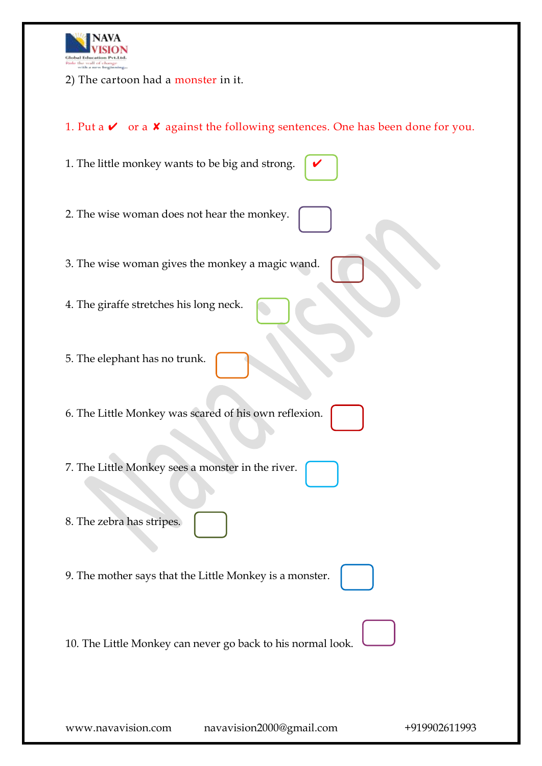2) The cartoon had a monster in it.

1. Put a ✔ or a ✘ against the following sentences. One has been done for you.

1. The little monkey wants to be big and strong. ✔

2. The wise woman does not hear the monkey.

3. The wise woman gives the monkey a magic wand.

4. The giraffe stretches his long neck.

5. The elephant has no trunk.

6. The Little Monkey was scared of his own reflexion.

7. The Little Monkey sees a monster in the river.

8. The zebra has stripes.

9. The mother says that the Little Monkey is a monster.

10. The Little Monkey can never go back to his normal look.

www.navavision.com navavision2000@gmail.com +919902611993